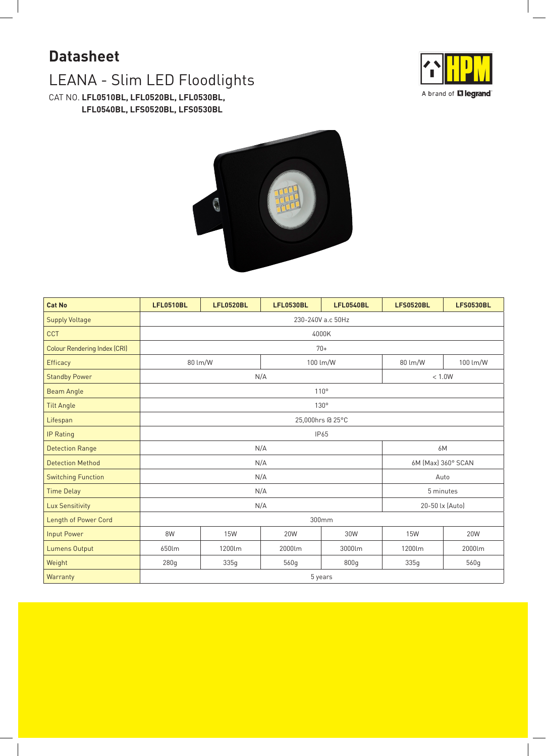# Datasheet

## LEANA - Slim LED Floodlights

CAT NO. **LFL0510BL, LFL0520BL, LFL0530BL, LFL0540BL, LFS0520BL, LFS0530BL**

A brand of legrand

| Cat No | LFL0510BL | LFL0520BL | LFL0530BL | LFL0540BL | LFS0520BL | LFS0530BL |
|---|---|---|---|---|---|---|
| Supply Voltage | 230-240V a.c 50Hz | | | | | |
| CCT | 4000K | | | | | |
| Colour Rendering Index (CRI) | 70+ | | | | | |
| Efficacy | 80 lm/W | | 100 lm/W | | 80 lm/W | 100 lm/W |
| Standby Power | N/A | | | | < 1.0W | |
| Beam Angle | 110° | | | | | |
| Tilt Angle | 130° | | | | | |
| Lifespan | 25,000hrs @ 25°C | | | | | |
| IP Rating | IP65 | | | | | |
| Detection Range | N/A | | | | 6M | |
| Detection Method | N/A | | | | 6M (Max) 360° SCAN | |
| Switching Function | N/A | | | | Auto | |
| Time Delay | N/A | | | | 5 minutes | |
| Lux Sensitivity | N/A | | | | 20-50 lx (Auto) | |
| Length of Power Cord | 300mm | | | | | |
| Input Power | 8W | 15W | 20W | 30W | 15W | 20W |
| Lumens Output | 650lm | 1200lm | 2000lm | 3000lm | 1200lm | 2000lm |
| Weight | 280g | 335g | 560g | 800g | 335g | 560g |
| Warranty | 5 years | | | | | |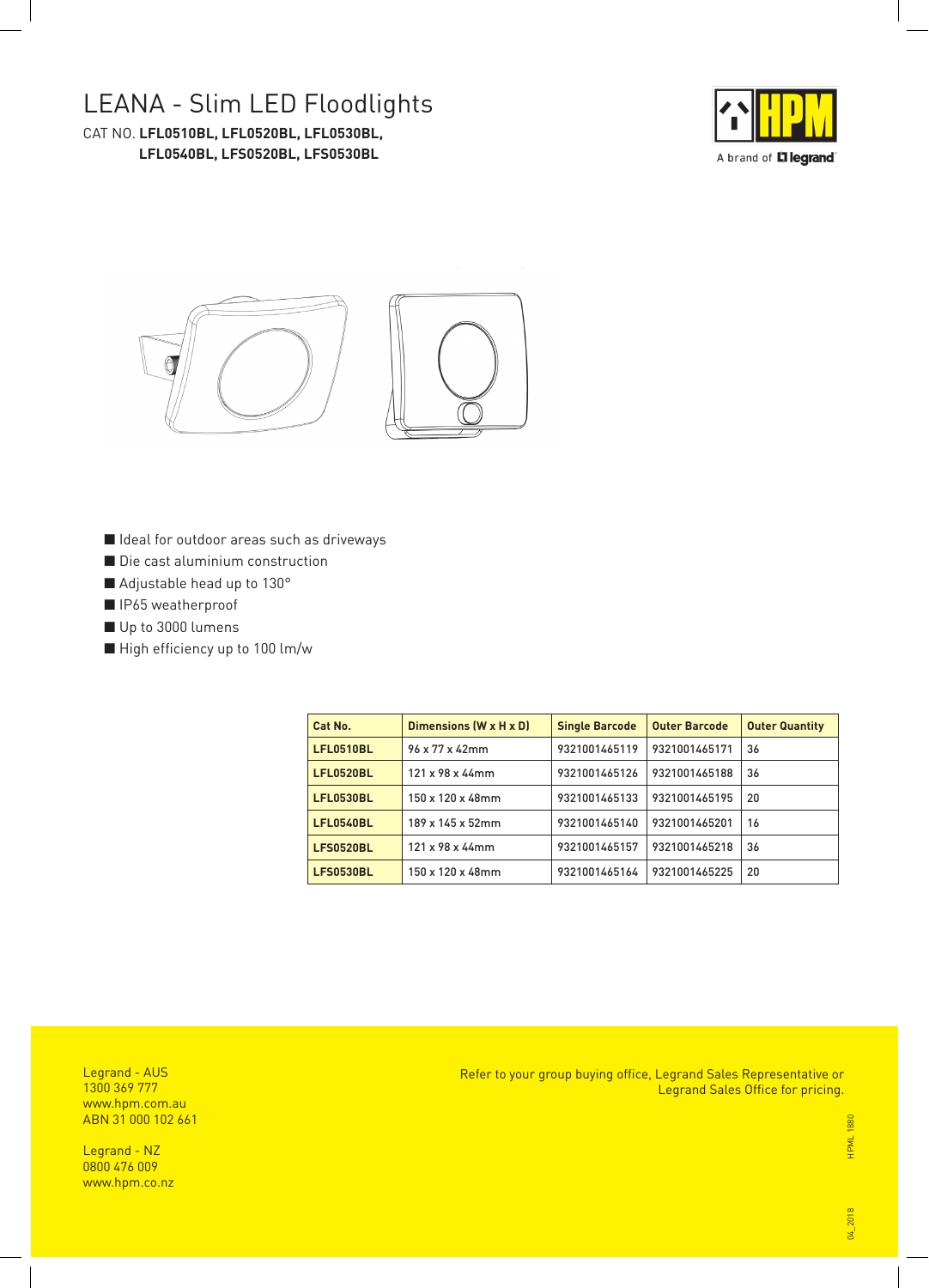# LEANA - Slim LED Floodlights

CAT NO. **LFL0510BL, LFL0520BL, LFL0530BL, LFL0540BL, LFS0520BL, LFS0530BL**

- Ideal for outdoor areas such as driveways
- Die cast aluminium construction
- Adjustable head up to 130°
- IP65 weatherproof
- Up to 3000 lumens
- High efficiency up to 100 lm/w

| Cat No. | Dimensions (W x H x D) | Single Barcode | Outer Barcode | Outer Quantity |
|---|---|---|---|---|
| **LFL0510BL** | 96 x 77 x 42mm | 9321001465119 | 9321001465171 | 36 |
| **LFL0520BL** | 121 x 98 x 44mm | 9321001465126 | 9321001465188 | 36 |
| **LFL0530BL** | 150 x 120 x 48mm | 9321001465133 | 9321001465195 | 20 |
| **LFL0540BL** | 189 x 145 x 52mm | 9321001465140 | 9321001465201 | 16 |
| **LFS0520BL** | 121 x 98 x 44mm | 9321001465157 | 9321001465218 | 36 |
| **LFS0530BL** | 150 x 120 x 48mm | 9321001465164 | 9321001465225 | 20 |

Legrand - AUS
1300 369 777
www.hpm.com.au
ABN 31 000 102 661

Legrand - NZ
0800 476 009
www.hpm.co.nz

Refer to your group buying office, Legrand Sales Representative or Legrand Sales Office for pricing.

HPML 1880

04_2018